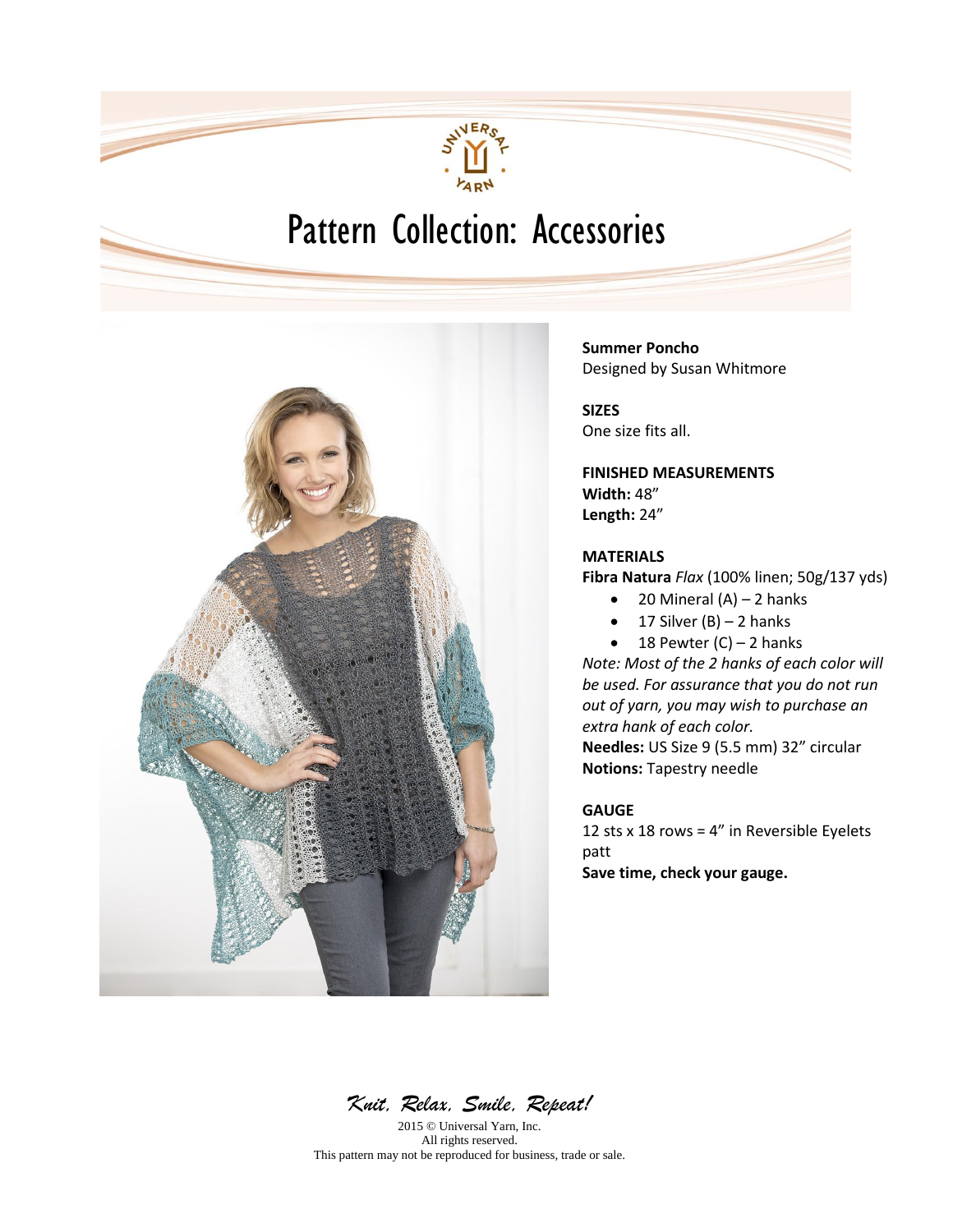# Pattern Collection: Accessories

**Summer Poncho**
Designed by Susan Whitmore

**SIZES**
One size fits all.

**FINISHED MEASUREMENTS**
**Width:** 48"
**Length:** 24"

**MATERIALS**
**Fibra Natura** *Flax* (100% linen; 50g/137 yds)

- 20 Mineral (A) – 2 hanks
- 17 Silver (B) – 2 hanks
- 18 Pewter (C) – 2 hanks

*Note: Most of the 2 hanks of each color will be used. For assurance that you do not run out of yarn, you may wish to purchase an extra hank of each color.*

**Needles:** US Size 9 (5.5 mm) 32" circular
**Notions:** Tapestry needle

**GAUGE**
12 sts x 18 rows = 4" in Reversible Eyelets patt
**Save time, check your gauge.**

*Knit, Relax, Smile, Repeat!*

2015 © Universal Yarn, Inc.
All rights reserved.
This pattern may not be reproduced for business, trade or sale.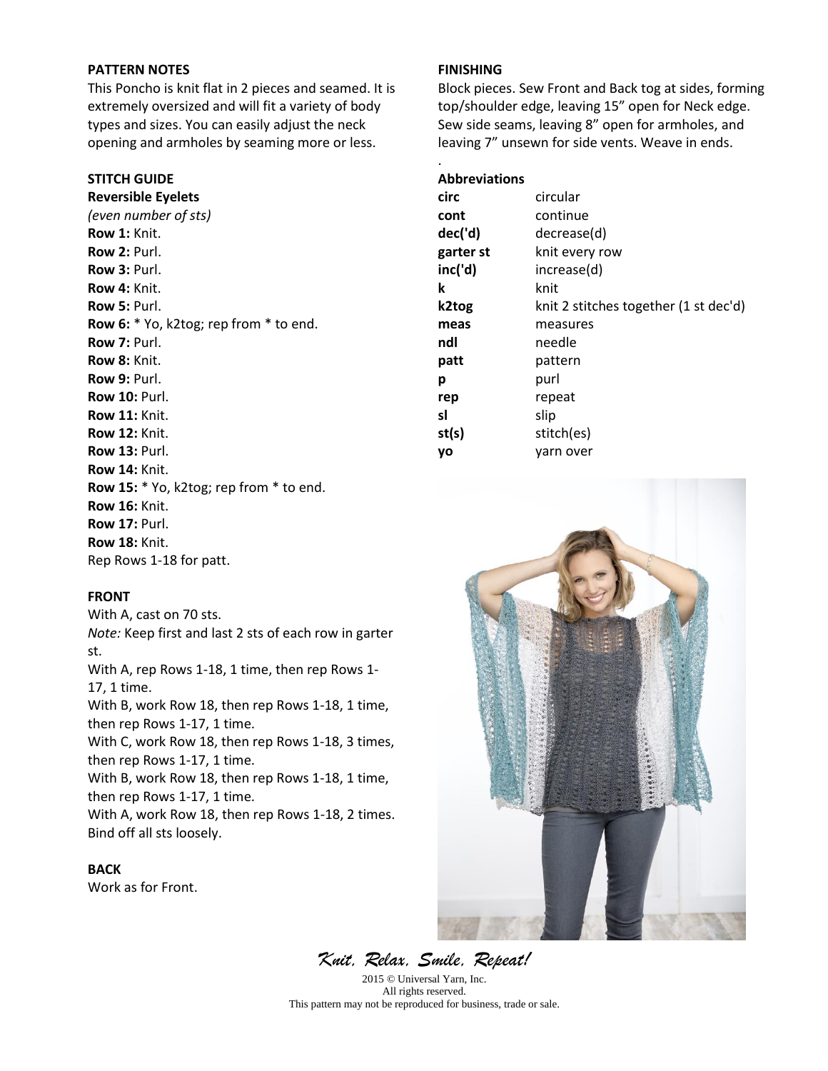## PATTERN NOTES

This Poncho is knit flat in 2 pieces and seamed. It is extremely oversized and will fit a variety of body types and sizes. You can easily adjust the neck opening and armholes by seaming more or less.

## STITCH GUIDE

**Reversible Eyelets**

*(even number of sts)*

**Row 1:** Knit.
**Row 2:** Purl.
**Row 3:** Purl.
**Row 4:** Knit.
**Row 5:** Purl.
**Row 6:** * Yo, k2tog; rep from * to end.
**Row 7:** Purl.
**Row 8:** Knit.
**Row 9:** Purl.
**Row 10:** Purl.
**Row 11:** Knit.
**Row 12:** Knit.
**Row 13:** Purl.
**Row 14:** Knit.
**Row 15:** * Yo, k2tog; rep from * to end.
**Row 16:** Knit.
**Row 17:** Purl.
**Row 18:** Knit.
Rep Rows 1-18 for patt.

## FRONT

With A, cast on 70 sts.

*Note:* Keep first and last 2 sts of each row in garter st.

With A, rep Rows 1-18, 1 time, then rep Rows 1-17, 1 time.

With B, work Row 18, then rep Rows 1-18, 1 time, then rep Rows 1-17, 1 time.

With C, work Row 18, then rep Rows 1-18, 3 times, then rep Rows 1-17, 1 time.

With B, work Row 18, then rep Rows 1-18, 1 time, then rep Rows 1-17, 1 time.

With A, work Row 18, then rep Rows 1-18, 2 times. Bind off all sts loosely.

## BACK

Work as for Front.

## FINISHING

Block pieces. Sew Front and Back tog at sides, forming top/shoulder edge, leaving 15" open for Neck edge. Sew side seams, leaving 8" open for armholes, and leaving 7" unsewn for side vents. Weave in ends.

### Abbreviations

| | |
|---|---|
| **circ** | circular |
| **cont** | continue |
| **dec('d)** | decrease(d) |
| **garter st** | knit every row |
| **inc('d)** | increase(d) |
| **k** | knit |
| **k2tog** | knit 2 stitches together (1 st dec'd) |
| **meas** | measures |
| **ndl** | needle |
| **patt** | pattern |
| **p** | purl |
| **rep** | repeat |
| **sl** | slip |
| **st(s)** | stitch(es) |
| **yo** | yarn over |

*Knit, Relax, Smile, Repeat!*

2015 © Universal Yarn, Inc.
All rights reserved.
This pattern may not be reproduced for business, trade or sale.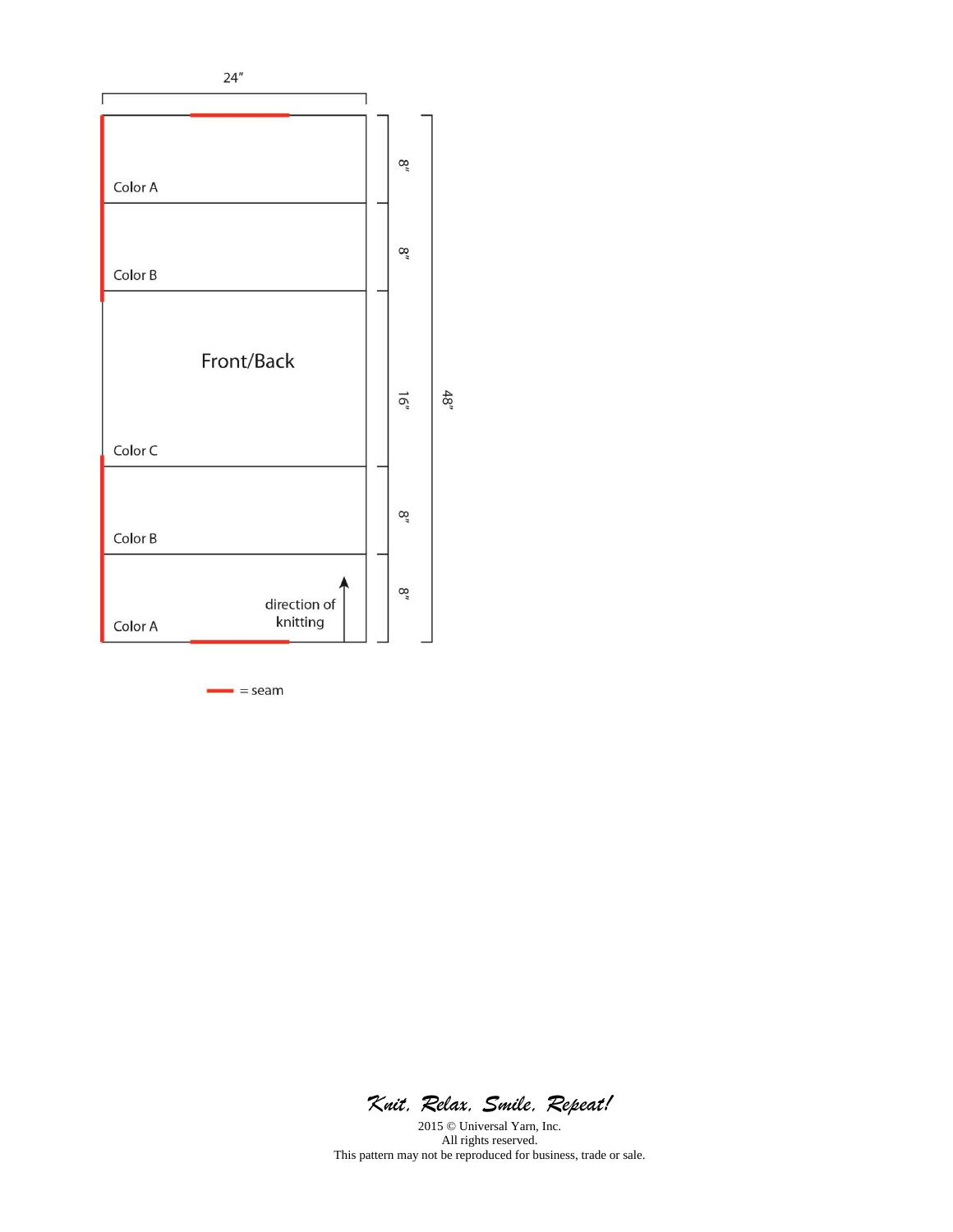24"

Color A

Color B

Front/Back

Color C

Color B

Color A

direction of knitting

8"

8"

16"

8"

8"

48"

= seam

*Knit, Relax, Smile, Repeat!*

2015 © Universal Yarn, Inc.
All rights reserved.
This pattern may not be reproduced for business, trade or sale.